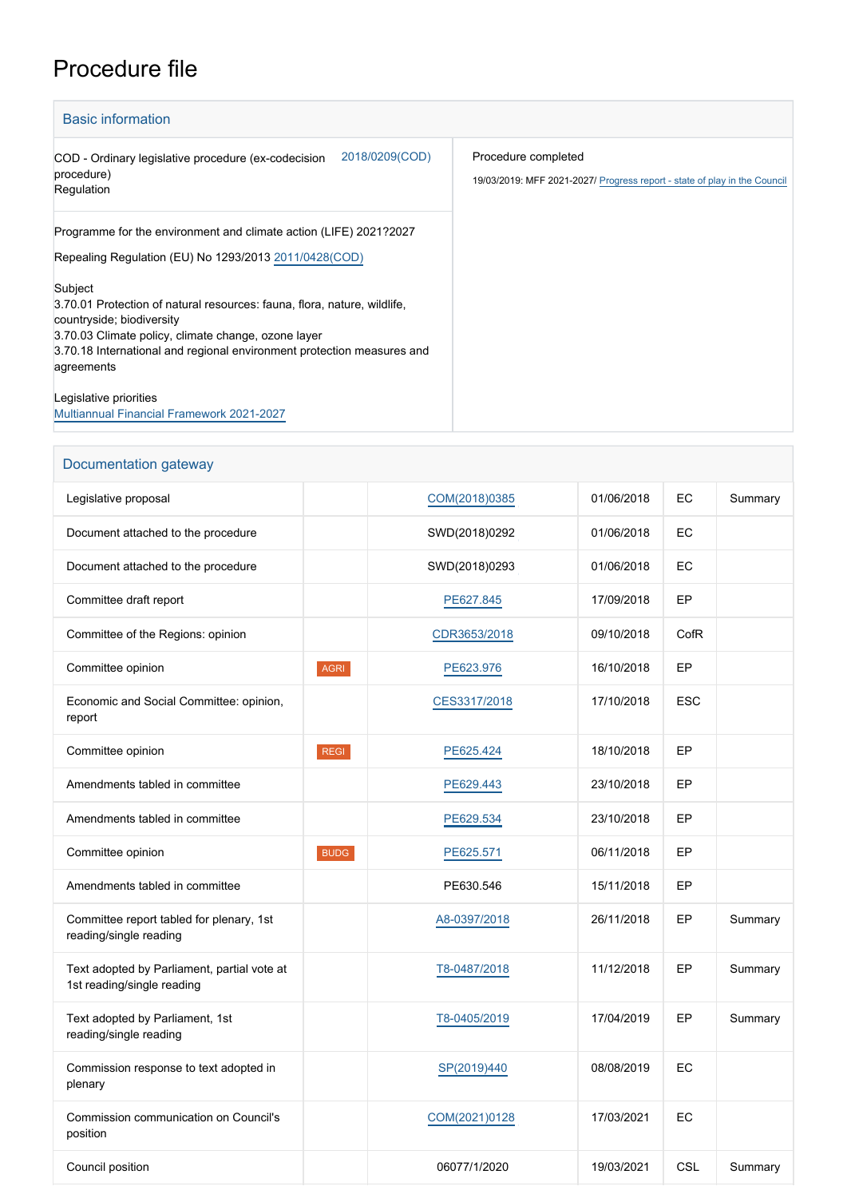# Procedure file

## Basic information

| | |
|---|---|
| COD - Ordinary legislative procedure (ex-codecision procedure)<br>Regulation 2018/0209(COD) | Procedure completed<br>19/03/2019: MFF 2021-2027/ Progress report - state of play in the Council |
| Programme for the environment and climate action (LIFE) 2021?2027<br><br>Repealing Regulation (EU) No 1293/2013 2011/0428(COD)<br><br>Subject<br>3.70.01 Protection of natural resources: fauna, flora, nature, wildlife, countryside; biodiversity<br>3.70.03 Climate policy, climate change, ozone layer<br>3.70.18 International and regional environment protection measures and agreements<br><br>Legislative priorities<br>Multiannual Financial Framework 2021-2027 | |

## Documentation gateway

| | | | | | |
|---|---|---|---|---|---|
| Legislative proposal | | COM(2018)0385 | 01/06/2018 | EC | Summary |
| Document attached to the procedure | | SWD(2018)0292 | 01/06/2018 | EC | |
| Document attached to the procedure | | SWD(2018)0293 | 01/06/2018 | EC | |
| Committee draft report | | PE627.845 | 17/09/2018 | EP | |
| Committee of the Regions: opinion | | CDR3653/2018 | 09/10/2018 | CofR | |
| Committee opinion | AGRI | PE623.976 | 16/10/2018 | EP | |
| Economic and Social Committee: opinion, report | | CES3317/2018 | 17/10/2018 | ESC | |
| Committee opinion | REGI | PE625.424 | 18/10/2018 | EP | |
| Amendments tabled in committee | | PE629.443 | 23/10/2018 | EP | |
| Amendments tabled in committee | | PE629.534 | 23/10/2018 | EP | |
| Committee opinion | BUDG | PE625.571 | 06/11/2018 | EP | |
| Amendments tabled in committee | | PE630.546 | 15/11/2018 | EP | |
| Committee report tabled for plenary, 1st reading/single reading | | A8-0397/2018 | 26/11/2018 | EP | Summary |
| Text adopted by Parliament, partial vote at 1st reading/single reading | | T8-0487/2018 | 11/12/2018 | EP | Summary |
| Text adopted by Parliament, 1st reading/single reading | | T8-0405/2019 | 17/04/2019 | EP | Summary |
| Commission response to text adopted in plenary | | SP(2019)440 | 08/08/2019 | EC | |
| Commission communication on Council's position | | COM(2021)0128 | 17/03/2021 | EC | |
| Council position | | 06077/1/2020 | 19/03/2021 | CSL | Summary |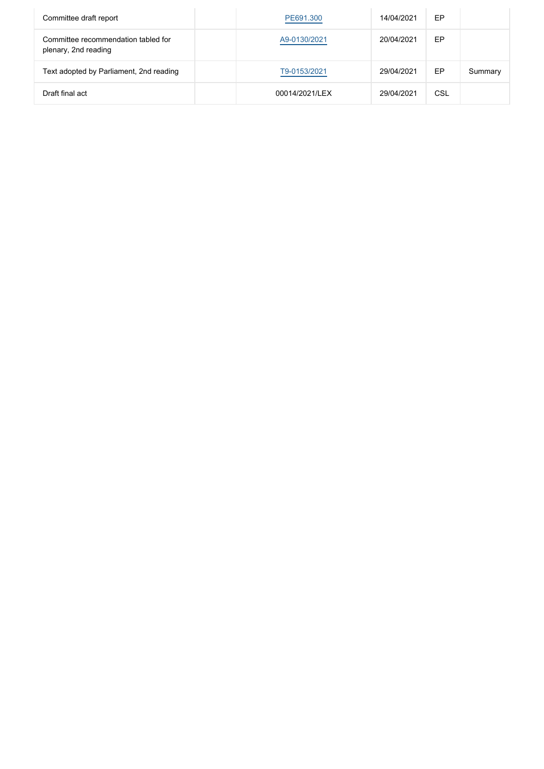| | | | | | |
|---|---|---|---|---|---|
| Committee draft report | | PE691.300 | 14/04/2021 | EP | |
| Committee recommendation tabled for plenary, 2nd reading | | A9-0130/2021 | 20/04/2021 | EP | |
| Text adopted by Parliament, 2nd reading | | T9-0153/2021 | 29/04/2021 | EP | Summary |
| Draft final act | | 00014/2021/LEX | 29/04/2021 | CSL | |